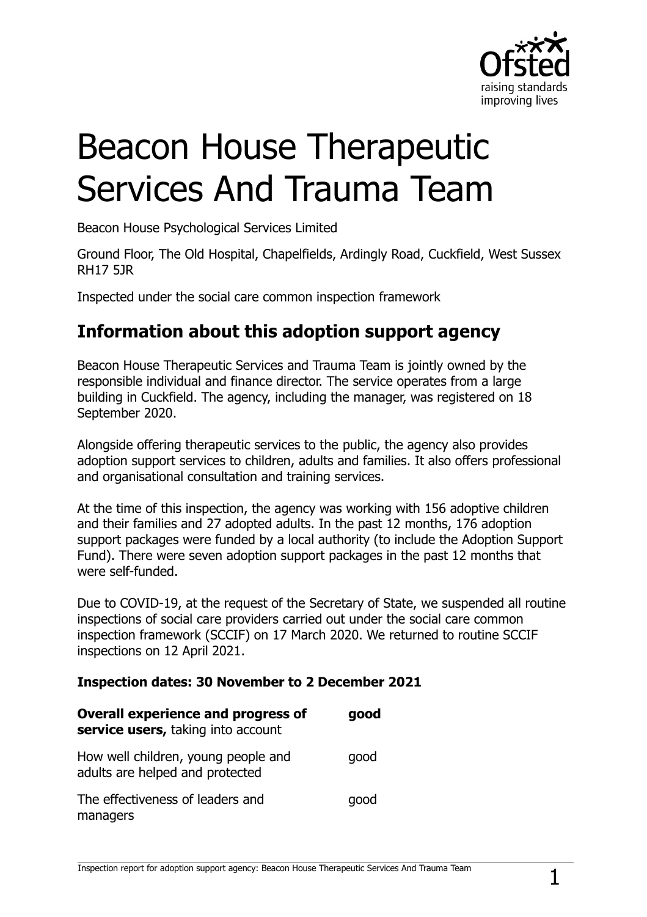# Beacon House Therapeutic Services And Trauma Team

Beacon House Psychological Services Limited

Ground Floor, The Old Hospital, Chapelfields, Ardingly Road, Cuckfield, West Sussex RH17 5JR

Inspected under the social care common inspection framework

## Information about this adoption support agency

Beacon House Therapeutic Services and Trauma Team is jointly owned by the responsible individual and finance director. The service operates from a large building in Cuckfield. The agency, including the manager, was registered on 18 September 2020.

Alongside offering therapeutic services to the public, the agency also provides adoption support services to children, adults and families. It also offers professional and organisational consultation and training services.

At the time of this inspection, the agency was working with 156 adoptive children and their families and 27 adopted adults. In the past 12 months, 176 adoption support packages were funded by a local authority (to include the Adoption Support Fund). There were seven adoption support packages in the past 12 months that were self-funded.

Due to COVID-19, at the request of the Secretary of State, we suspended all routine inspections of social care providers carried out under the social care common inspection framework (SCCIF) on 17 March 2020. We returned to routine SCCIF inspections on 12 April 2021.

**Inspection dates: 30 November to 2 December 2021**

| | |
|---|---|
| **Overall experience and progress of service users,** taking into account | **good** |
| How well children, young people and adults are helped and protected | good |
| The effectiveness of leaders and managers | good |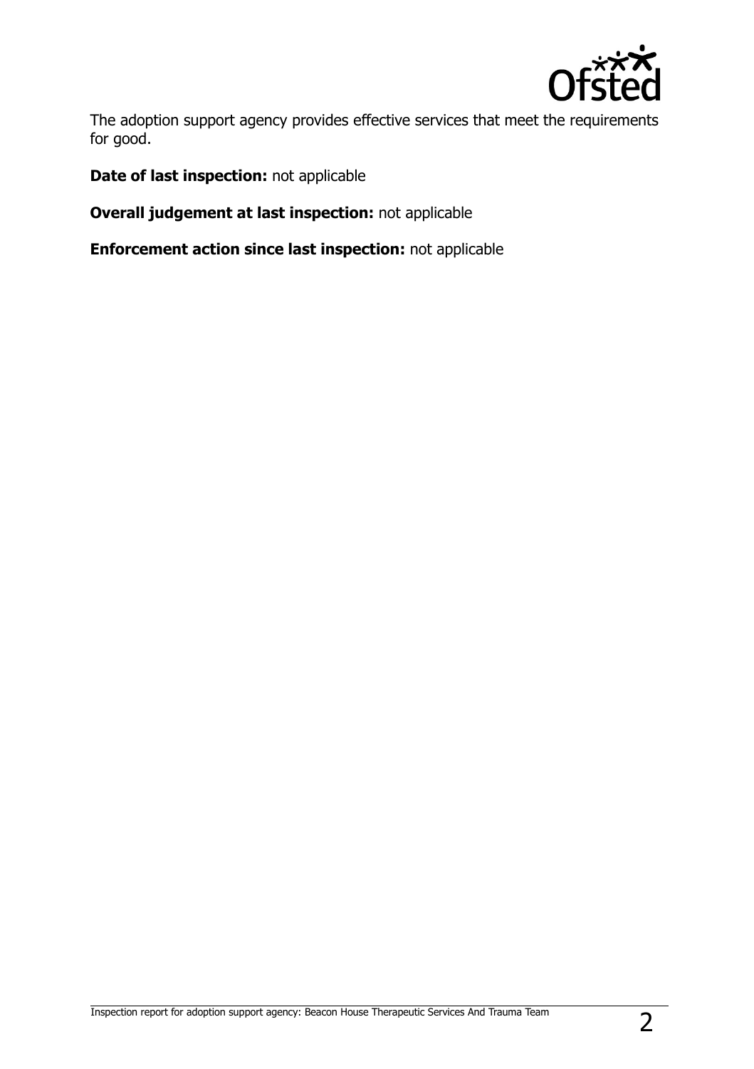The adoption support agency provides effective services that meet the requirements for good.

**Date of last inspection:** not applicable

**Overall judgement at last inspection:** not applicable

**Enforcement action since last inspection:** not applicable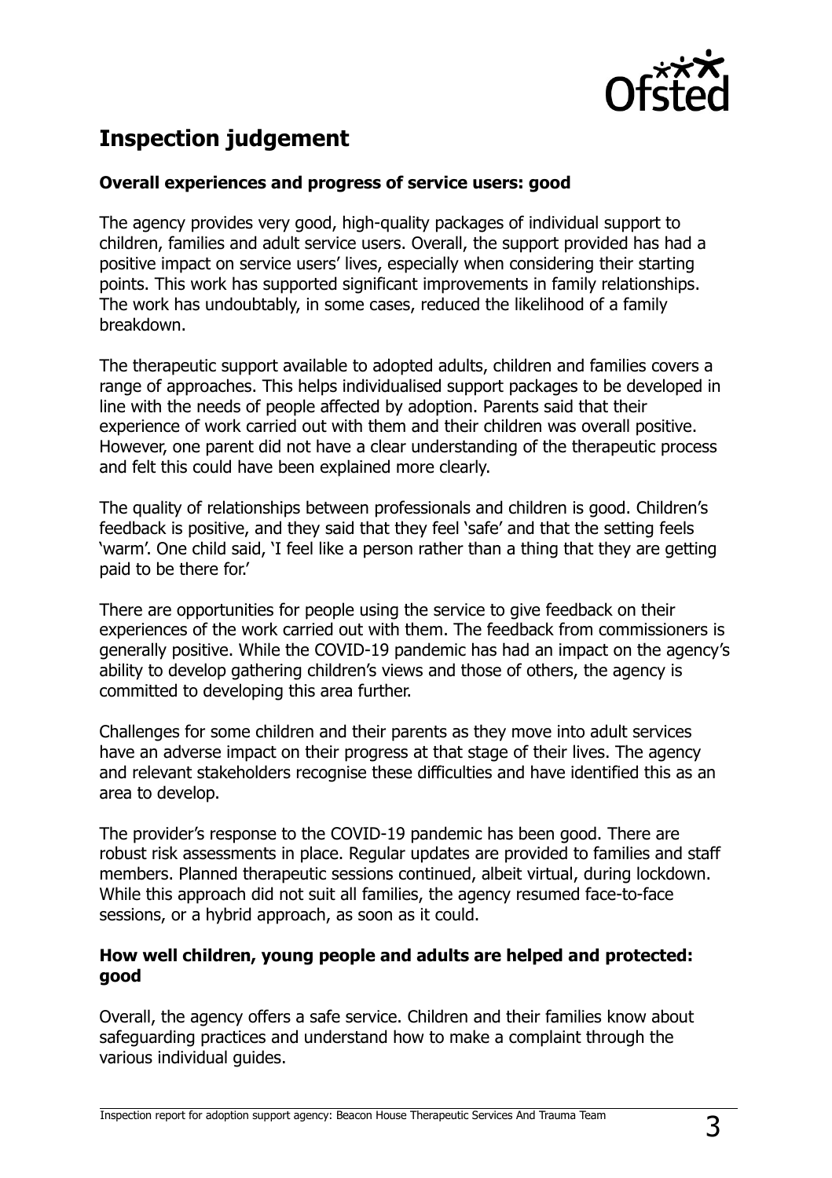## Inspection judgement

### Overall experiences and progress of service users: good

The agency provides very good, high-quality packages of individual support to children, families and adult service users. Overall, the support provided has had a positive impact on service users' lives, especially when considering their starting points. This work has supported significant improvements in family relationships. The work has undoubtably, in some cases, reduced the likelihood of a family breakdown.

The therapeutic support available to adopted adults, children and families covers a range of approaches. This helps individualised support packages to be developed in line with the needs of people affected by adoption. Parents said that their experience of work carried out with them and their children was overall positive. However, one parent did not have a clear understanding of the therapeutic process and felt this could have been explained more clearly.

The quality of relationships between professionals and children is good. Children's feedback is positive, and they said that they feel 'safe' and that the setting feels 'warm'. One child said, 'I feel like a person rather than a thing that they are getting paid to be there for.'

There are opportunities for people using the service to give feedback on their experiences of the work carried out with them. The feedback from commissioners is generally positive. While the COVID-19 pandemic has had an impact on the agency's ability to develop gathering children's views and those of others, the agency is committed to developing this area further.

Challenges for some children and their parents as they move into adult services have an adverse impact on their progress at that stage of their lives. The agency and relevant stakeholders recognise these difficulties and have identified this as an area to develop.

The provider's response to the COVID-19 pandemic has been good. There are robust risk assessments in place. Regular updates are provided to families and staff members. Planned therapeutic sessions continued, albeit virtual, during lockdown. While this approach did not suit all families, the agency resumed face-to-face sessions, or a hybrid approach, as soon as it could.

### How well children, young people and adults are helped and protected: good

Overall, the agency offers a safe service. Children and their families know about safeguarding practices and understand how to make a complaint through the various individual guides.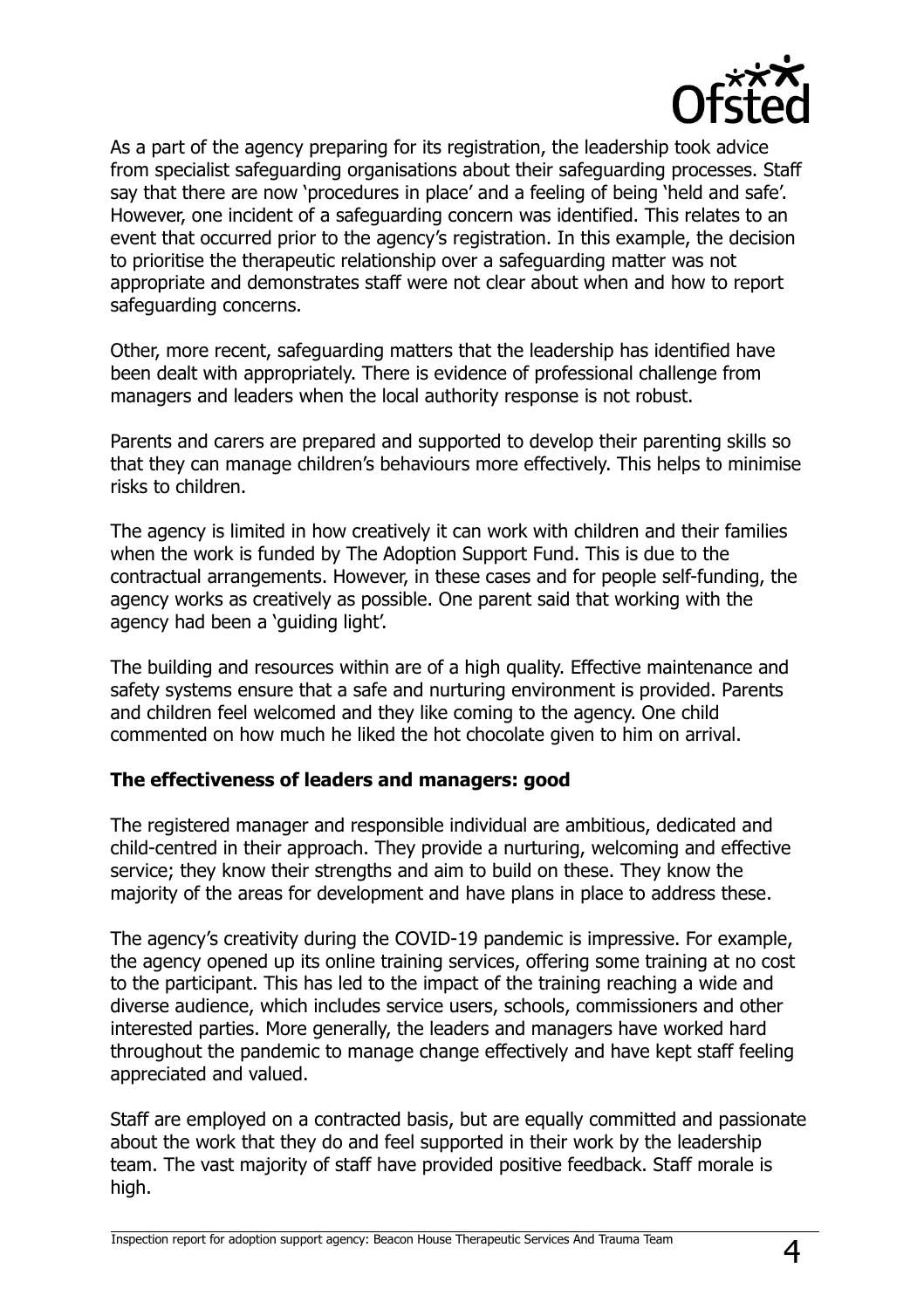As a part of the agency preparing for its registration, the leadership took advice from specialist safeguarding organisations about their safeguarding processes. Staff say that there are now 'procedures in place' and a feeling of being 'held and safe'. However, one incident of a safeguarding concern was identified. This relates to an event that occurred prior to the agency's registration. In this example, the decision to prioritise the therapeutic relationship over a safeguarding matter was not appropriate and demonstrates staff were not clear about when and how to report safeguarding concerns.

Other, more recent, safeguarding matters that the leadership has identified have been dealt with appropriately. There is evidence of professional challenge from managers and leaders when the local authority response is not robust.

Parents and carers are prepared and supported to develop their parenting skills so that they can manage children's behaviours more effectively. This helps to minimise risks to children.

The agency is limited in how creatively it can work with children and their families when the work is funded by The Adoption Support Fund. This is due to the contractual arrangements. However, in these cases and for people self-funding, the agency works as creatively as possible. One parent said that working with the agency had been a 'guiding light'.

The building and resources within are of a high quality. Effective maintenance and safety systems ensure that a safe and nurturing environment is provided. Parents and children feel welcomed and they like coming to the agency. One child commented on how much he liked the hot chocolate given to him on arrival.

**The effectiveness of leaders and managers: good**

The registered manager and responsible individual are ambitious, dedicated and child-centred in their approach. They provide a nurturing, welcoming and effective service; they know their strengths and aim to build on these. They know the majority of the areas for development and have plans in place to address these.

The agency's creativity during the COVID-19 pandemic is impressive. For example, the agency opened up its online training services, offering some training at no cost to the participant. This has led to the impact of the training reaching a wide and diverse audience, which includes service users, schools, commissioners and other interested parties. More generally, the leaders and managers have worked hard throughout the pandemic to manage change effectively and have kept staff feeling appreciated and valued.

Staff are employed on a contracted basis, but are equally committed and passionate about the work that they do and feel supported in their work by the leadership team. The vast majority of staff have provided positive feedback. Staff morale is high.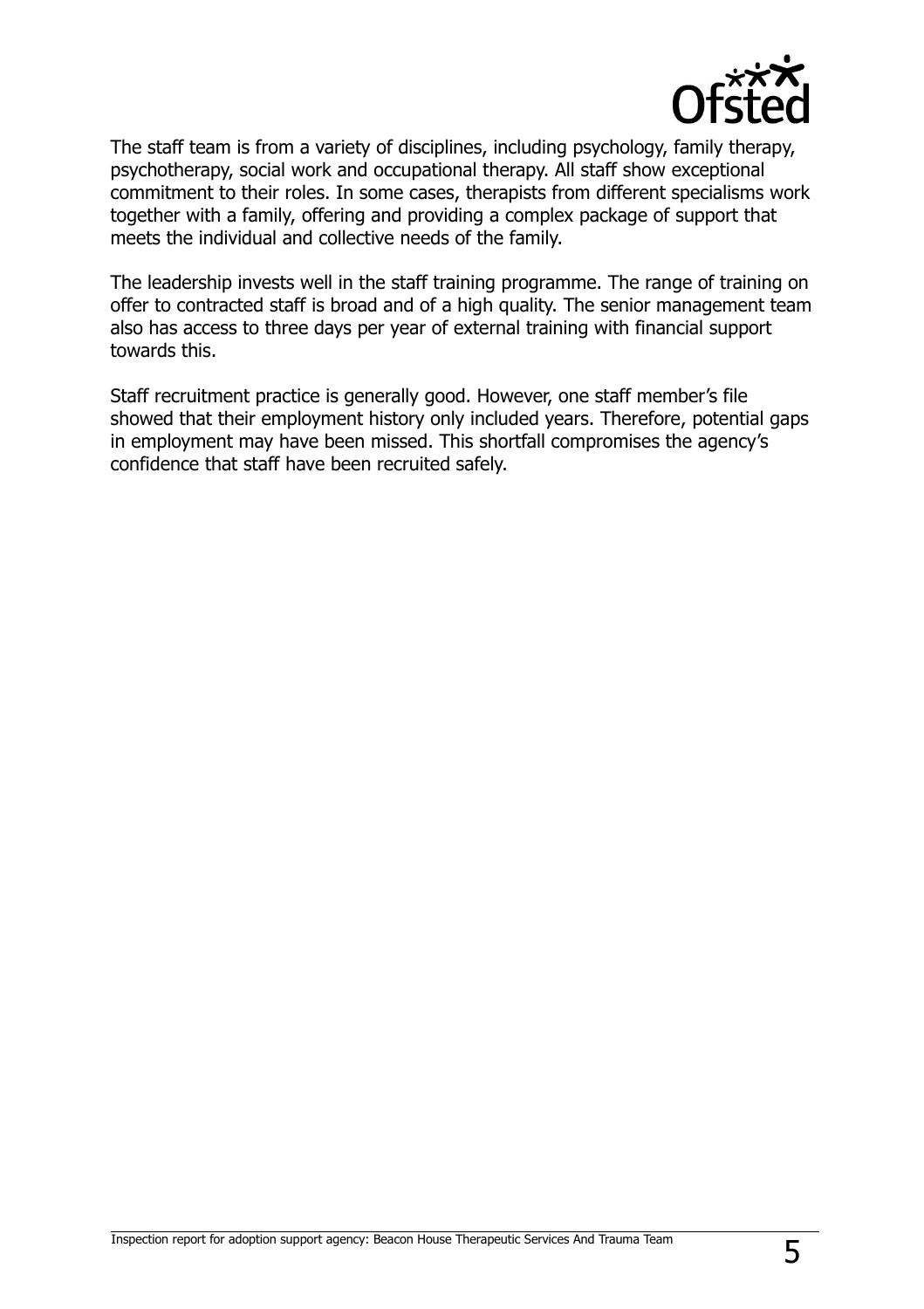The staff team is from a variety of disciplines, including psychology, family therapy, psychotherapy, social work and occupational therapy. All staff show exceptional commitment to their roles. In some cases, therapists from different specialisms work together with a family, offering and providing a complex package of support that meets the individual and collective needs of the family.

The leadership invests well in the staff training programme. The range of training on offer to contracted staff is broad and of a high quality. The senior management team also has access to three days per year of external training with financial support towards this.

Staff recruitment practice is generally good. However, one staff member's file showed that their employment history only included years. Therefore, potential gaps in employment may have been missed. This shortfall compromises the agency's confidence that staff have been recruited safely.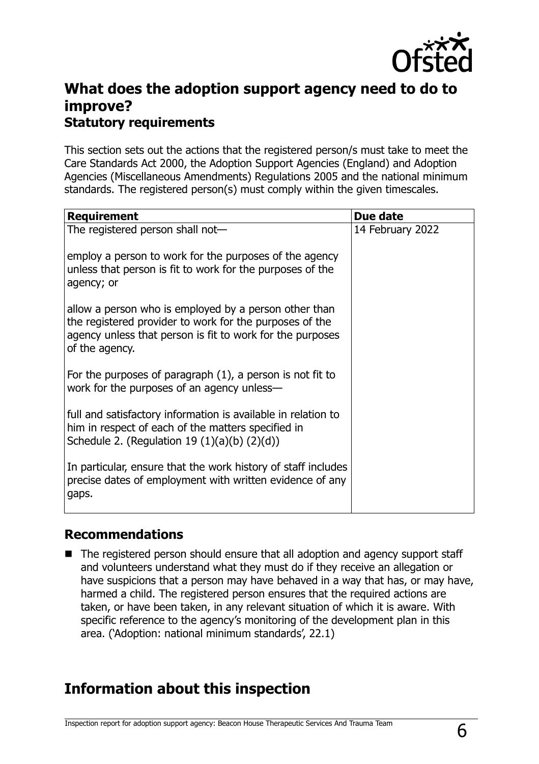## What does the adoption support agency need to do to improve?

### Statutory requirements

This section sets out the actions that the registered person/s must take to meet the Care Standards Act 2000, the Adoption Support Agencies (England) and Adoption Agencies (Miscellaneous Amendments) Regulations 2005 and the national minimum standards. The registered person(s) must comply within the given timescales.

| Requirement | Due date |
| --- | --- |
| The registered person shall not—<br><br>employ a person to work for the purposes of the agency unless that person is fit to work for the purposes of the agency; or<br><br>allow a person who is employed by a person other than the registered provider to work for the purposes of the agency unless that person is fit to work for the purposes of the agency.<br><br>For the purposes of paragraph (1), a person is not fit to work for the purposes of an agency unless—<br><br>full and satisfactory information is available in relation to him in respect of each of the matters specified in Schedule 2. (Regulation 19 (1)(a)(b) (2)(d))<br><br>In particular, ensure that the work history of staff includes precise dates of employment with written evidence of any gaps. | 14 February 2022 |

### Recommendations

- The registered person should ensure that all adoption and agency support staff and volunteers understand what they must do if they receive an allegation or have suspicions that a person may have behaved in a way that has, or may have, harmed a child. The registered person ensures that the required actions are taken, or have been taken, in any relevant situation of which it is aware. With specific reference to the agency's monitoring of the development plan in this area. ('Adoption: national minimum standards', 22.1)

## Information about this inspection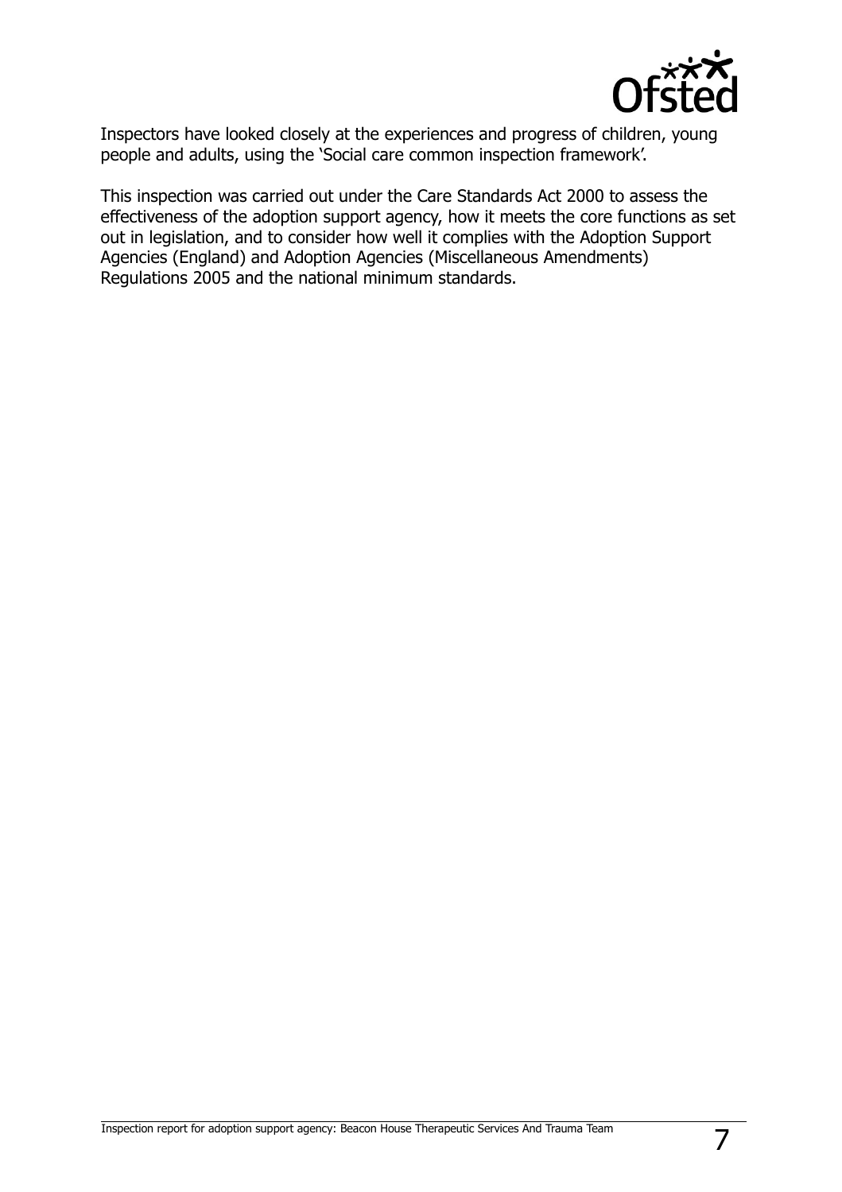Inspectors have looked closely at the experiences and progress of children, young people and adults, using the 'Social care common inspection framework'.

This inspection was carried out under the Care Standards Act 2000 to assess the effectiveness of the adoption support agency, how it meets the core functions as set out in legislation, and to consider how well it complies with the Adoption Support Agencies (England) and Adoption Agencies (Miscellaneous Amendments) Regulations 2005 and the national minimum standards.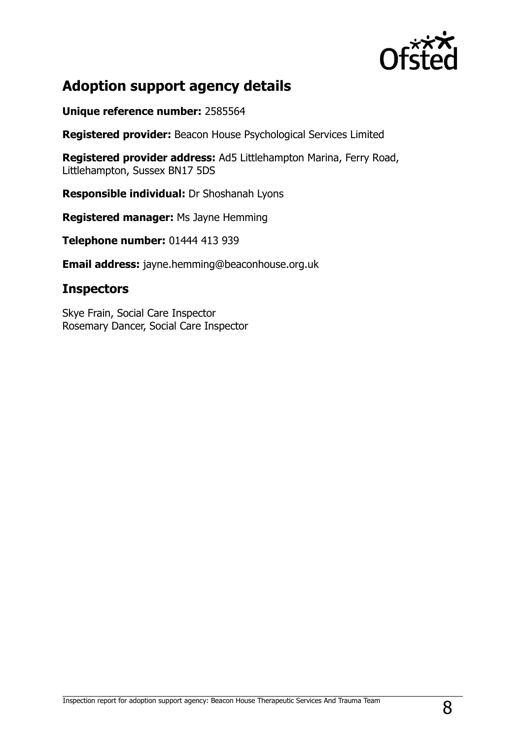## Adoption support agency details

**Unique reference number:** 2585564

**Registered provider:** Beacon House Psychological Services Limited

**Registered provider address:** Ad5 Littlehampton Marina, Ferry Road, Littlehampton, Sussex BN17 5DS

**Responsible individual:** Dr Shoshanah Lyons

**Registered manager:** Ms Jayne Hemming

**Telephone number:** 01444 413 939

**Email address:** jayne.hemming@beaconhouse.org.uk

## Inspectors

Skye Frain, Social Care Inspector
Rosemary Dancer, Social Care Inspector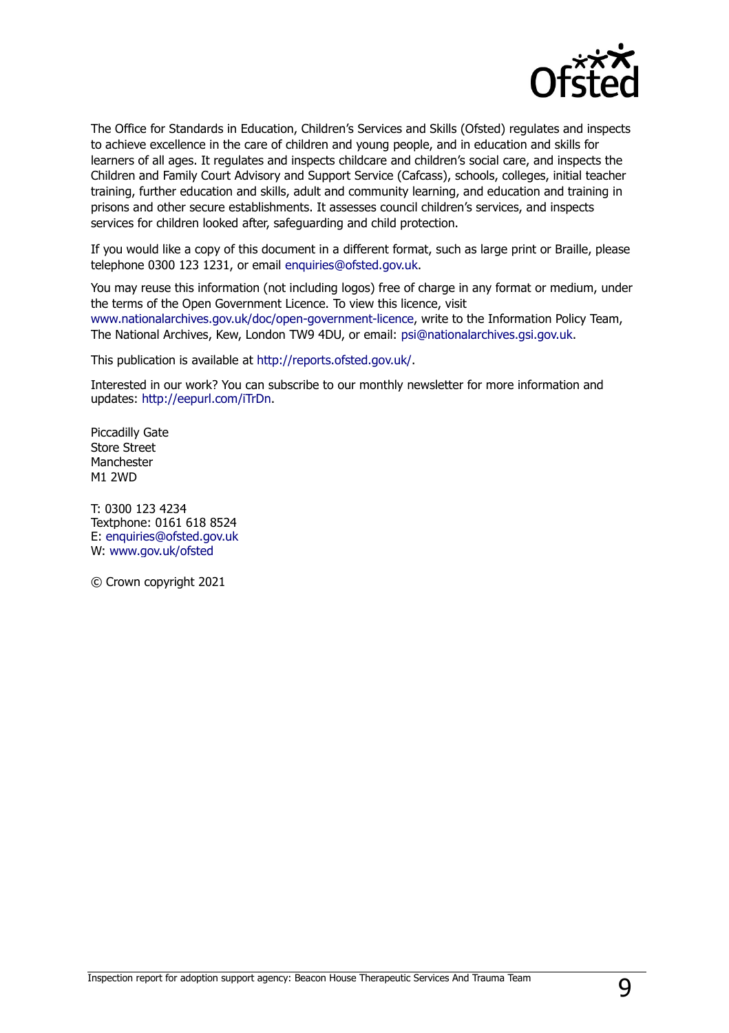The Office for Standards in Education, Children's Services and Skills (Ofsted) regulates and inspects to achieve excellence in the care of children and young people, and in education and skills for learners of all ages. It regulates and inspects childcare and children's social care, and inspects the Children and Family Court Advisory and Support Service (Cafcass), schools, colleges, initial teacher training, further education and skills, adult and community learning, and education and training in prisons and other secure establishments. It assesses council children's services, and inspects services for children looked after, safeguarding and child protection.

If you would like a copy of this document in a different format, such as large print or Braille, please telephone 0300 123 1231, or email enquiries@ofsted.gov.uk.

You may reuse this information (not including logos) free of charge in any format or medium, under the terms of the Open Government Licence. To view this licence, visit www.nationalarchives.gov.uk/doc/open-government-licence, write to the Information Policy Team, The National Archives, Kew, London TW9 4DU, or email: psi@nationalarchives.gsi.gov.uk.

This publication is available at http://reports.ofsted.gov.uk/.

Interested in our work? You can subscribe to our monthly newsletter for more information and updates: http://eepurl.com/iTrDn.

Piccadilly Gate
Store Street
Manchester
M1 2WD

T: 0300 123 4234
Textphone: 0161 618 8524
E: enquiries@ofsted.gov.uk
W: www.gov.uk/ofsted

© Crown copyright 2021